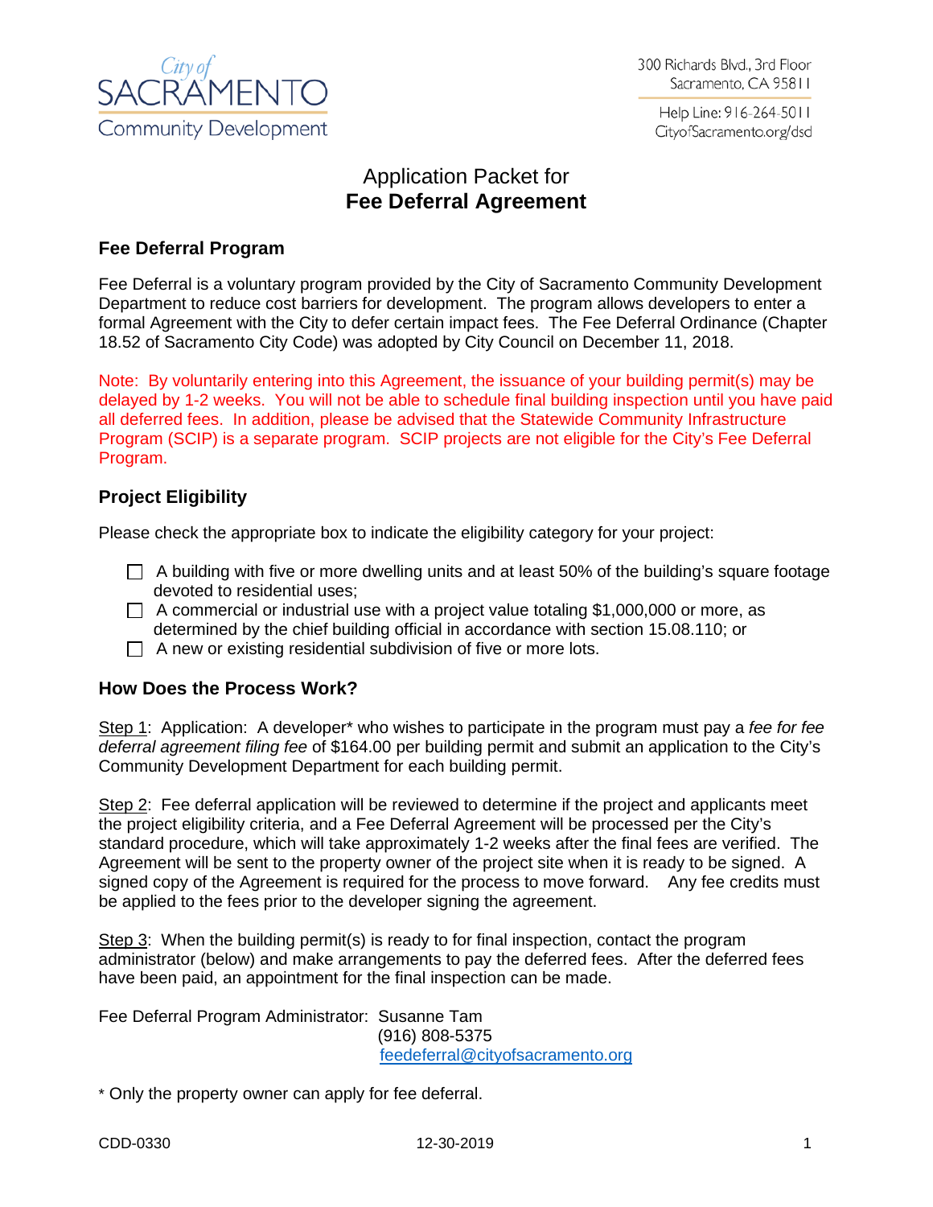City of
SACRAMENTO
Community Development

300 Richards Blvd., 3rd Floor
Sacramento, CA 95811

Help Line: 916-264-5011
CityofSacramento.org/dsd

# Application Packet for **Fee Deferral Agreement**

## Fee Deferral Program

Fee Deferral is a voluntary program provided by the City of Sacramento Community Development Department to reduce cost barriers for development. The program allows developers to enter a formal Agreement with the City to defer certain impact fees. The Fee Deferral Ordinance (Chapter 18.52 of Sacramento City Code) was adopted by City Council on December 11, 2018.

Note: By voluntarily entering into this Agreement, the issuance of your building permit(s) may be delayed by 1-2 weeks. You will not be able to schedule final building inspection until you have paid all deferred fees. In addition, please be advised that the Statewide Community Infrastructure Program (SCIP) is a separate program. SCIP projects are not eligible for the City's Fee Deferral Program.

## Project Eligibility

Please check the appropriate box to indicate the eligibility category for your project:

- ☐ A building with five or more dwelling units and at least 50% of the building's square footage devoted to residential uses;
- ☐ A commercial or industrial use with a project value totaling $1,000,000 or more, as determined by the chief building official in accordance with section 15.08.110; or
- ☐ A new or existing residential subdivision of five or more lots.

## How Does the Process Work?

Step 1: Application: A developer* who wishes to participate in the program must pay a *fee for fee deferral agreement filing fee* of $164.00 per building permit and submit an application to the City's Community Development Department for each building permit.

Step 2: Fee deferral application will be reviewed to determine if the project and applicants meet the project eligibility criteria, and a Fee Deferral Agreement will be processed per the City's standard procedure, which will take approximately 1-2 weeks after the final fees are verified. The Agreement will be sent to the property owner of the project site when it is ready to be signed. A signed copy of the Agreement is required for the process to move forward. Any fee credits must be applied to the fees prior to the developer signing the agreement.

Step 3: When the building permit(s) is ready to for final inspection, contact the program administrator (below) and make arrangements to pay the deferred fees. After the deferred fees have been paid, an appointment for the final inspection can be made.

Fee Deferral Program Administrator: Susanne Tam
(916) 808-5375
feedeferral@cityofsacramento.org

* Only the property owner can apply for fee deferral.

CDD-0330 12-30-2019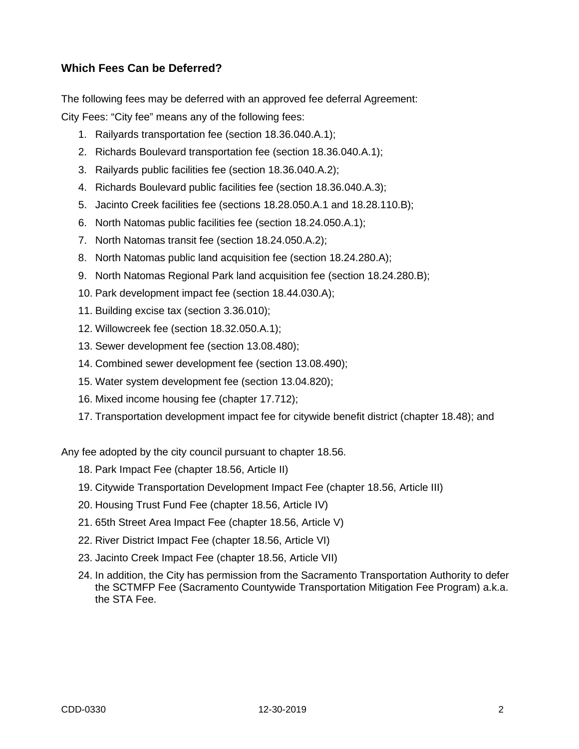### Which Fees Can be Deferred?

The following fees may be deferred with an approved fee deferral Agreement:

City Fees: "City fee" means any of the following fees:

1. Railyards transportation fee (section 18.36.040.A.1);
2. Richards Boulevard transportation fee (section 18.36.040.A.1);
3. Railyards public facilities fee (section 18.36.040.A.2);
4. Richards Boulevard public facilities fee (section 18.36.040.A.3);
5. Jacinto Creek facilities fee (sections 18.28.050.A.1 and 18.28.110.B);
6. North Natomas public facilities fee (section 18.24.050.A.1);
7. North Natomas transit fee (section 18.24.050.A.2);
8. North Natomas public land acquisition fee (section 18.24.280.A);
9. North Natomas Regional Park land acquisition fee (section 18.24.280.B);
10. Park development impact fee (section 18.44.030.A);
11. Building excise tax (section 3.36.010);
12. Willowcreek fee (section 18.32.050.A.1);
13. Sewer development fee (section 13.08.480);
14. Combined sewer development fee (section 13.08.490);
15. Water system development fee (section 13.04.820);
16. Mixed income housing fee (chapter 17.712);
17. Transportation development impact fee for citywide benefit district (chapter 18.48); and

Any fee adopted by the city council pursuant to chapter 18.56.

18. Park Impact Fee (chapter 18.56, Article II)
19. Citywide Transportation Development Impact Fee (chapter 18.56, Article III)
20. Housing Trust Fund Fee (chapter 18.56, Article IV)
21. 65th Street Area Impact Fee (chapter 18.56, Article V)
22. River District Impact Fee (chapter 18.56, Article VI)
23. Jacinto Creek Impact Fee (chapter 18.56, Article VII)
24. In addition, the City has permission from the Sacramento Transportation Authority to defer the SCTMFP Fee (Sacramento Countywide Transportation Mitigation Fee Program) a.k.a. the STA Fee.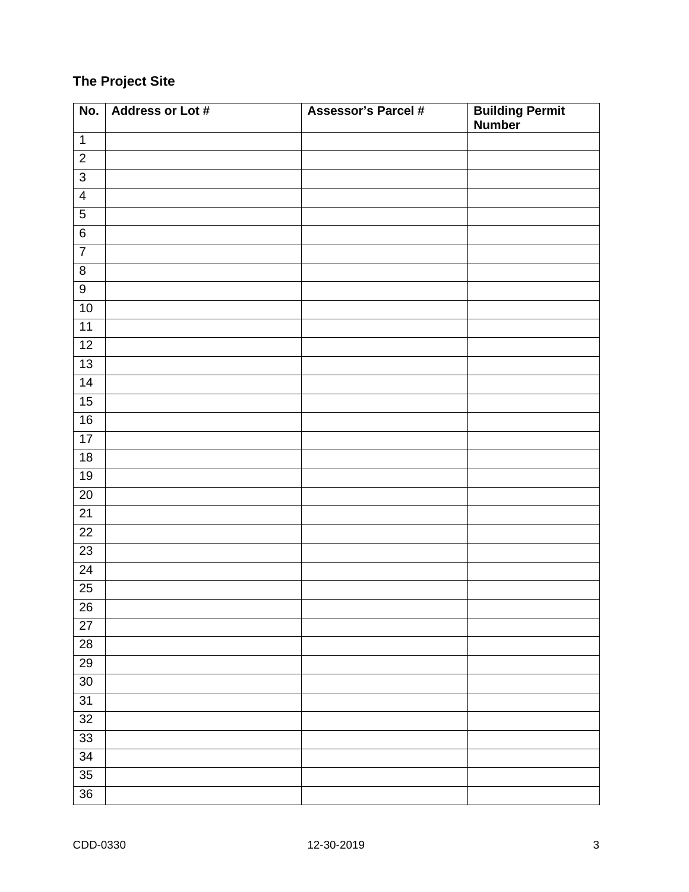### The Project Site

| No. | Address or Lot # | Assessor's Parcel # | Building Permit Number |
|---|---|---|---|
| 1 | | | |
| 2 | | | |
| 3 | | | |
| 4 | | | |
| 5 | | | |
| 6 | | | |
| 7 | | | |
| 8 | | | |
| 9 | | | |
| 10 | | | |
| 11 | | | |
| 12 | | | |
| 13 | | | |
| 14 | | | |
| 15 | | | |
| 16 | | | |
| 17 | | | |
| 18 | | | |
| 19 | | | |
| 20 | | | |
| 21 | | | |
| 22 | | | |
| 23 | | | |
| 24 | | | |
| 25 | | | |
| 26 | | | |
| 27 | | | |
| 28 | | | |
| 29 | | | |
| 30 | | | |
| 31 | | | |
| 32 | | | |
| 33 | | | |
| 34 | | | |
| 35 | | | |
| 36 | | | |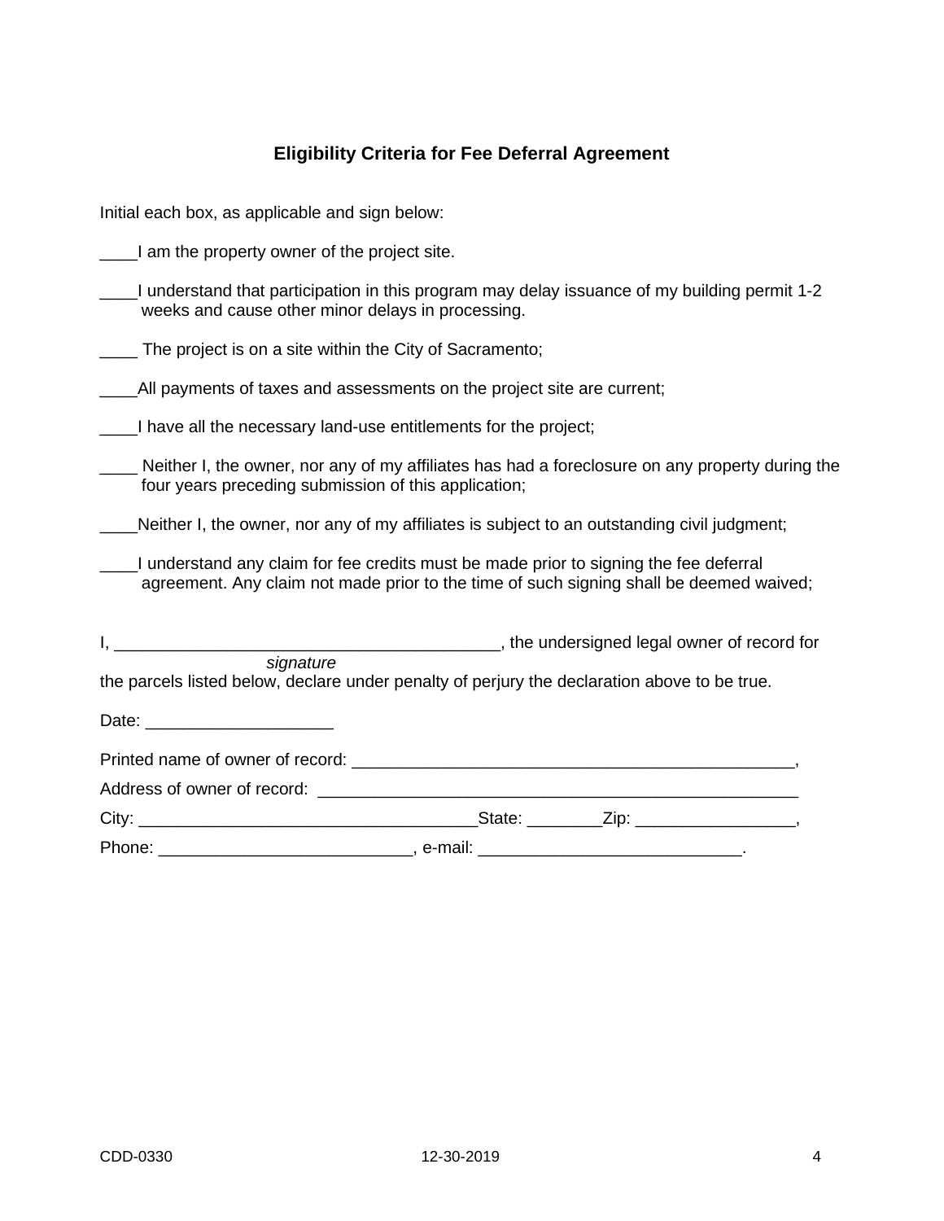### Eligibility Criteria for Fee Deferral Agreement

Initial each box, as applicable and sign below:

____I am the property owner of the project site.

____I understand that participation in this program may delay issuance of my building permit 1-2 weeks and cause other minor delays in processing.

____ The project is on a site within the City of Sacramento;

____All payments of taxes and assessments on the project site are current;

____I have all the necessary land-use entitlements for the project;

____ Neither I, the owner, nor any of my affiliates has had a foreclosure on any property during the four years preceding submission of this application;

____Neither I, the owner, nor any of my affiliates is subject to an outstanding civil judgment;

____I understand any claim for fee credits must be made prior to signing the fee deferral agreement. Any claim not made prior to the time of such signing shall be deemed waived;

I, __________________________________________, the undersigned legal owner of record for
*signature*
the parcels listed below, declare under penalty of perjury the declaration above to be true.

Date: ____________________

Printed name of owner of record: ________________________________________________,

Address of owner of record: ____________________________________________________

City: ____________________________________State: ________Zip: _________________,

Phone: ___________________________, e-mail: ____________________________.

CDD-0330 12-30-2019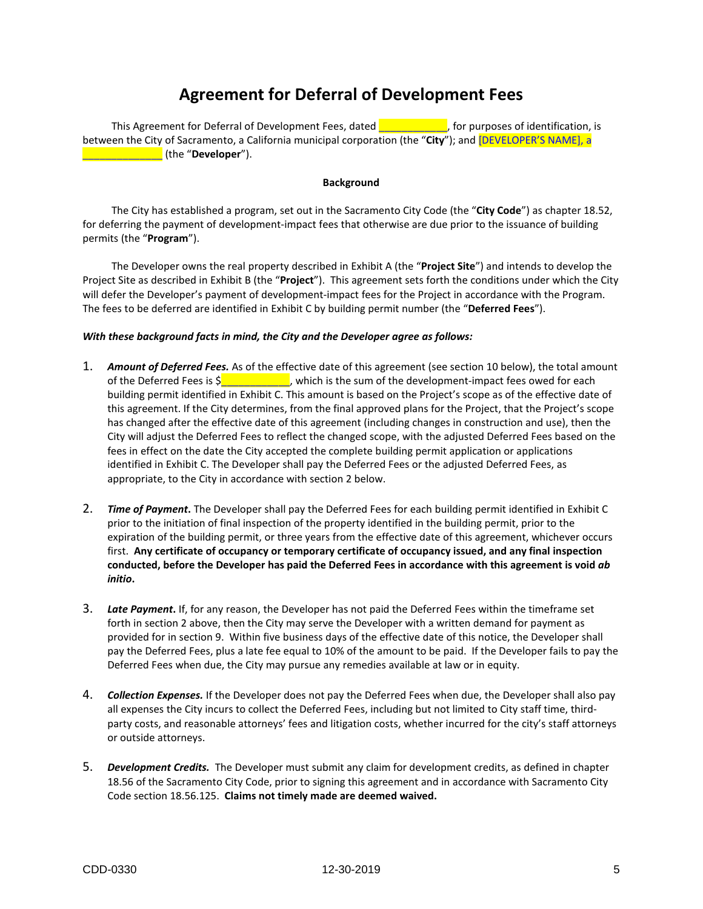# Agreement for Deferral of Development Fees

This Agreement for Deferral of Development Fees, dated ____________, for purposes of identification, is between the City of Sacramento, a California municipal corporation (the "**City**"); and [DEVELOPER'S NAME], a ______________ (the "**Developer**").

**Background**

The City has established a program, set out in the Sacramento City Code (the "**City Code**") as chapter 18.52, for deferring the payment of development-impact fees that otherwise are due prior to the issuance of building permits (the "**Program**").

The Developer owns the real property described in Exhibit A (the "**Project Site**") and intends to develop the Project Site as described in Exhibit B (the "**Project**"). This agreement sets forth the conditions under which the City will defer the Developer's payment of development-impact fees for the Project in accordance with the Program. The fees to be deferred are identified in Exhibit C by building permit number (the "**Deferred Fees**").

***With these background facts in mind, the City and the Developer agree as follows:***

1. ***Amount of Deferred Fees.*** As of the effective date of this agreement (see section 10 below), the total amount of the Deferred Fees is $____________, which is the sum of the development-impact fees owed for each building permit identified in Exhibit C. This amount is based on the Project's scope as of the effective date of this agreement. If the City determines, from the final approved plans for the Project, that the Project's scope has changed after the effective date of this agreement (including changes in construction and use), then the City will adjust the Deferred Fees to reflect the changed scope, with the adjusted Deferred Fees based on the fees in effect on the date the City accepted the complete building permit application or applications identified in Exhibit C. The Developer shall pay the Deferred Fees or the adjusted Deferred Fees, as appropriate, to the City in accordance with section 2 below.

2. ***Time of Payment.*** The Developer shall pay the Deferred Fees for each building permit identified in Exhibit C prior to the initiation of final inspection of the property identified in the building permit, prior to the expiration of the building permit, or three years from the effective date of this agreement, whichever occurs first. **Any certificate of occupancy or temporary certificate of occupancy issued, and any final inspection conducted, before the Developer has paid the Deferred Fees in accordance with this agreement is void *ab initio*.**

3. ***Late Payment.*** If, for any reason, the Developer has not paid the Deferred Fees within the timeframe set forth in section 2 above, then the City may serve the Developer with a written demand for payment as provided for in section 9. Within five business days of the effective date of this notice, the Developer shall pay the Deferred Fees, plus a late fee equal to 10% of the amount to be paid. If the Developer fails to pay the Deferred Fees when due, the City may pursue any remedies available at law or in equity.

4. ***Collection Expenses.*** If the Developer does not pay the Deferred Fees when due, the Developer shall also pay all expenses the City incurs to collect the Deferred Fees, including but not limited to City staff time, third-party costs, and reasonable attorneys' fees and litigation costs, whether incurred for the city's staff attorneys or outside attorneys.

5. ***Development Credits.*** The Developer must submit any claim for development credits, as defined in chapter 18.56 of the Sacramento City Code, prior to signing this agreement and in accordance with Sacramento City Code section 18.56.125. **Claims not timely made are deemed waived.**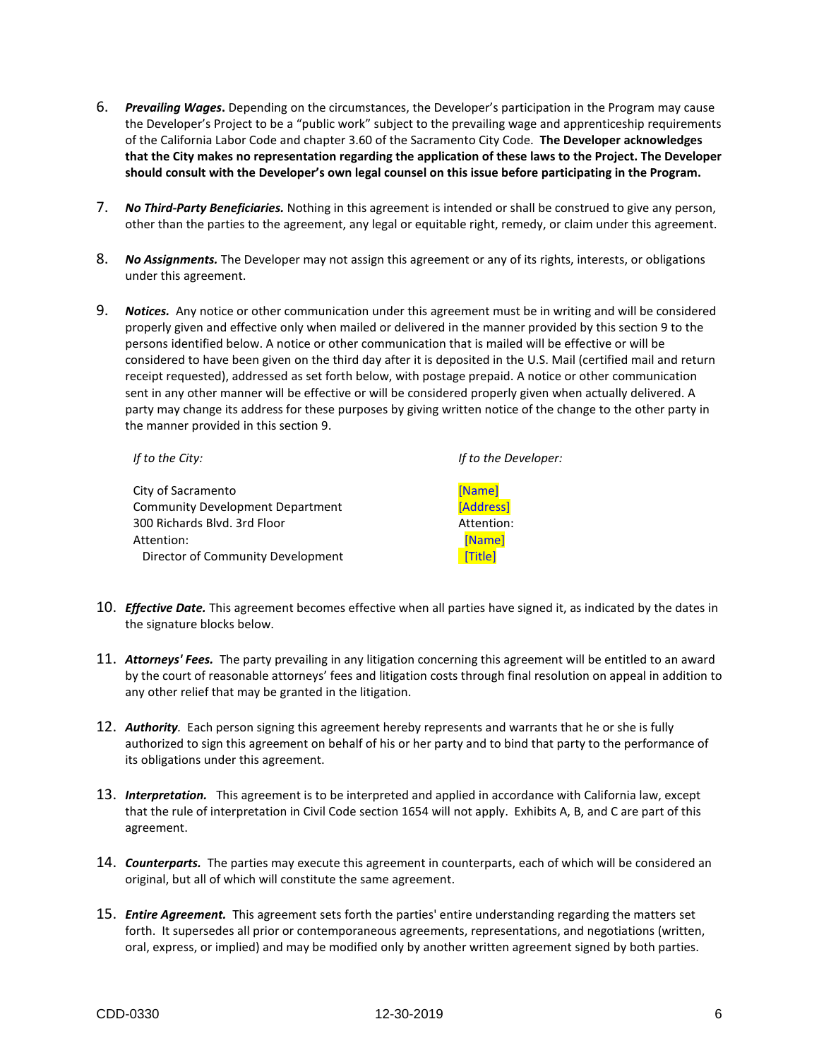6. ***Prevailing Wages***. Depending on the circumstances, the Developer's participation in the Program may cause the Developer's Project to be a "public work" subject to the prevailing wage and apprenticeship requirements of the California Labor Code and chapter 3.60 of the Sacramento City Code. **The Developer acknowledges that the City makes no representation regarding the application of these laws to the Project. The Developer should consult with the Developer's own legal counsel on this issue before participating in the Program.**

7. ***No Third-Party Beneficiaries.*** Nothing in this agreement is intended or shall be construed to give any person, other than the parties to the agreement, any legal or equitable right, remedy, or claim under this agreement.

8. ***No Assignments.*** The Developer may not assign this agreement or any of its rights, interests, or obligations under this agreement.

9. ***Notices.*** Any notice or other communication under this agreement must be in writing and will be considered properly given and effective only when mailed or delivered in the manner provided by this section 9 to the persons identified below. A notice or other communication that is mailed will be effective or will be considered to have been given on the third day after it is deposited in the U.S. Mail (certified mail and return receipt requested), addressed as set forth below, with postage prepaid. A notice or other communication sent in any other manner will be effective or will be considered properly given when actually delivered. A party may change its address for these purposes by giving written notice of the change to the other party in the manner provided in this section 9.

| *If to the City:* | *If to the Developer:* |
|---|---|
| City of Sacramento | [Name] |
| Community Development Department | [Address] |
| 300 Richards Blvd. 3rd Floor | Attention: |
| Attention: | [Name] |
| Director of Community Development | [Title] |

10. ***Effective Date.*** This agreement becomes effective when all parties have signed it, as indicated by the dates in the signature blocks below.

11. ***Attorneys' Fees.*** The party prevailing in any litigation concerning this agreement will be entitled to an award by the court of reasonable attorneys' fees and litigation costs through final resolution on appeal in addition to any other relief that may be granted in the litigation.

12. ***Authority**.* Each person signing this agreement hereby represents and warrants that he or she is fully authorized to sign this agreement on behalf of his or her party and to bind that party to the performance of its obligations under this agreement.

13. ***Interpretation.*** This agreement is to be interpreted and applied in accordance with California law, except that the rule of interpretation in Civil Code section 1654 will not apply. Exhibits A, B, and C are part of this agreement.

14. ***Counterparts.*** The parties may execute this agreement in counterparts, each of which will be considered an original, but all of which will constitute the same agreement.

15. ***Entire Agreement.*** This agreement sets forth the parties' entire understanding regarding the matters set forth. It supersedes all prior or contemporaneous agreements, representations, and negotiations (written, oral, express, or implied) and may be modified only by another written agreement signed by both parties.

CDD-0330 12-30-2019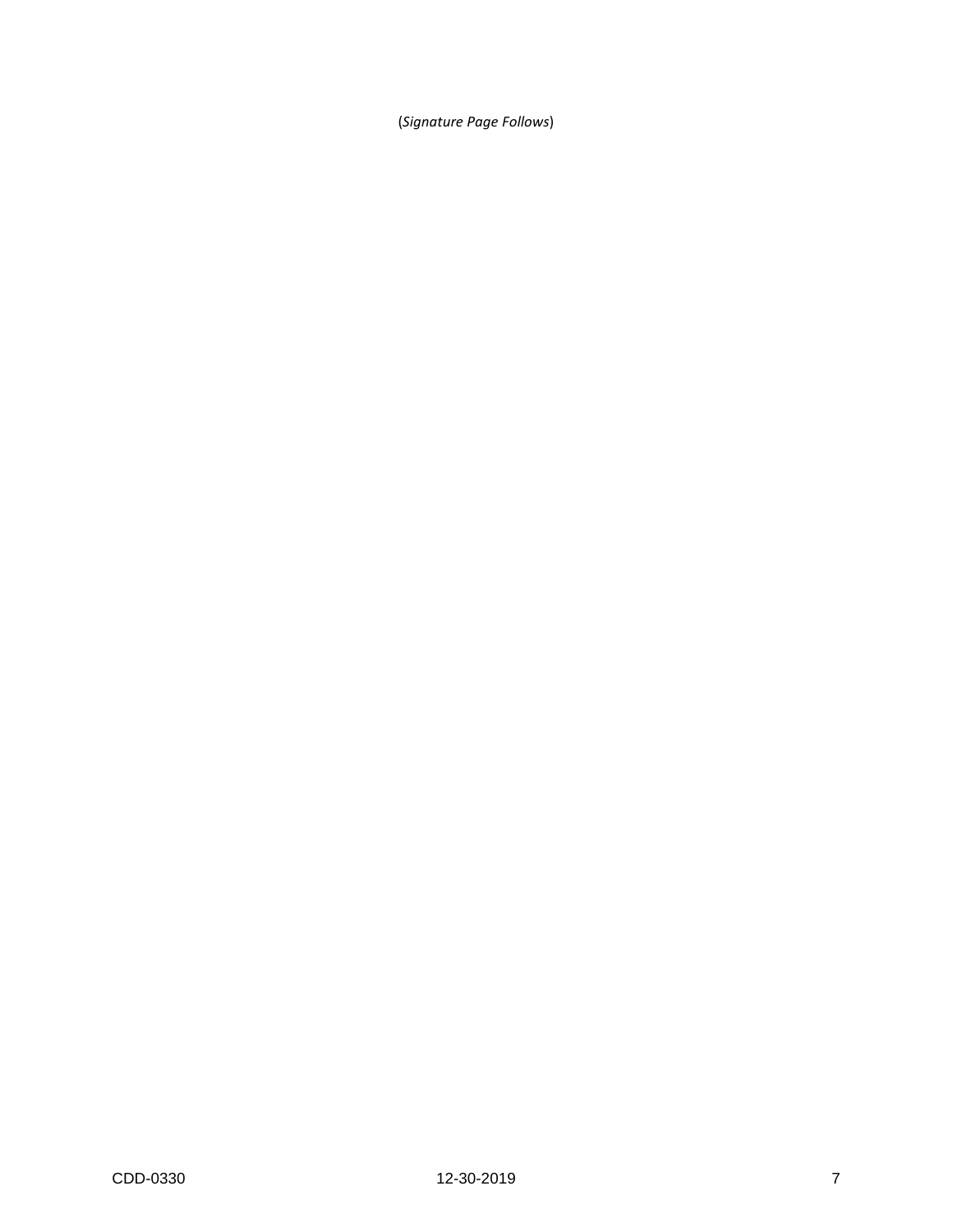(*Signature Page Follows*)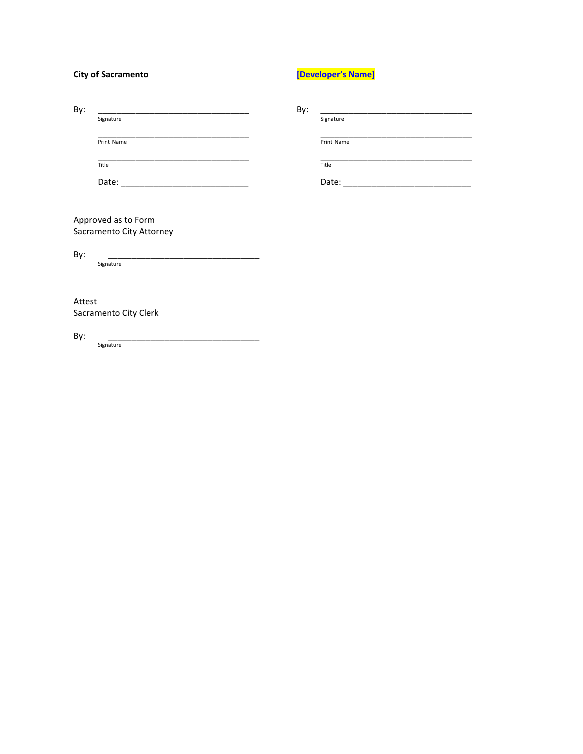**City of Sacramento**

By: ________________________________
Signature

________________________________
Print Name

________________________________
Title

Date: ___________________________

**[Developer's Name]**

By: ________________________________
Signature

________________________________
Print Name

________________________________
Title

Date: ___________________________

Approved as to Form
Sacramento City Attorney

By: ________________________________
Signature

Attest
Sacramento City Clerk

By: ________________________________
Signature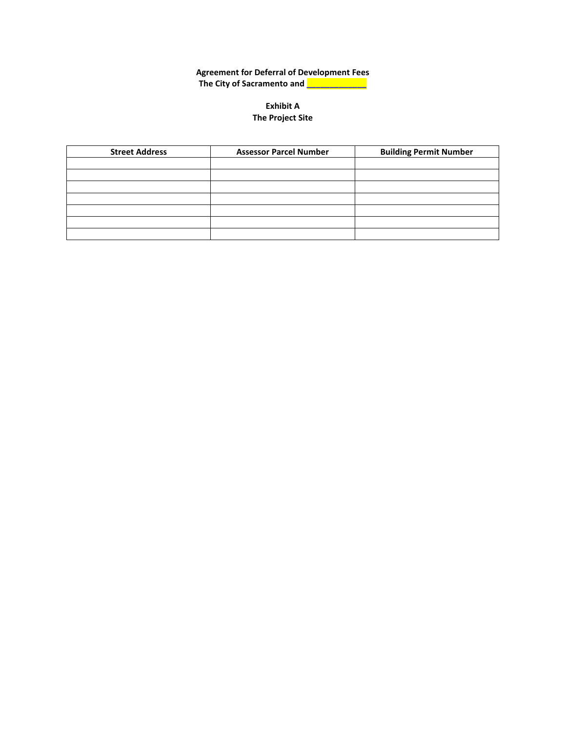**Agreement for Deferral of Development Fees**
**The City of Sacramento and _____________**

**Exhibit A**
**The Project Site**

| Street Address | Assessor Parcel Number | Building Permit Number |
|---|---|---|
| | | |
| | | |
| | | |
| | | |
| | | |
| | | |
| | | |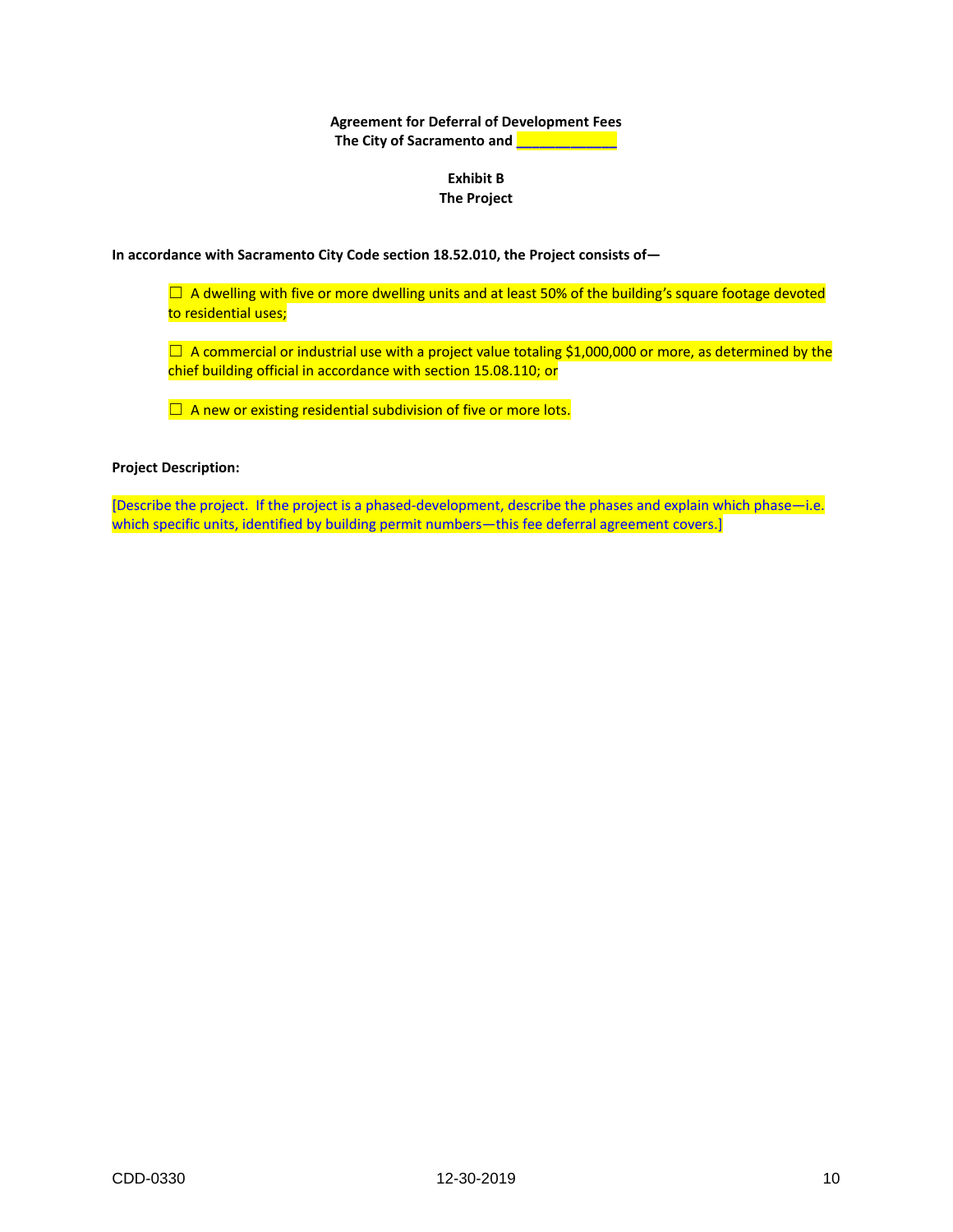**Agreement for Deferral of Development Fees**
**The City of Sacramento and _____________**

**Exhibit B**
**The Project**

**In accordance with Sacramento City Code section 18.52.010, the Project consists of—**

☐ A dwelling with five or more dwelling units and at least 50% of the building's square footage devoted to residential uses;

☐ A commercial or industrial use with a project value totaling $1,000,000 or more, as determined by the chief building official in accordance with section 15.08.110; or

☐ A new or existing residential subdivision of five or more lots.

**Project Description:**

[Describe the project. If the project is a phased-development, describe the phases and explain which phase—i.e. which specific units, identified by building permit numbers—this fee deferral agreement covers.]

CDD-0330 12-30-2019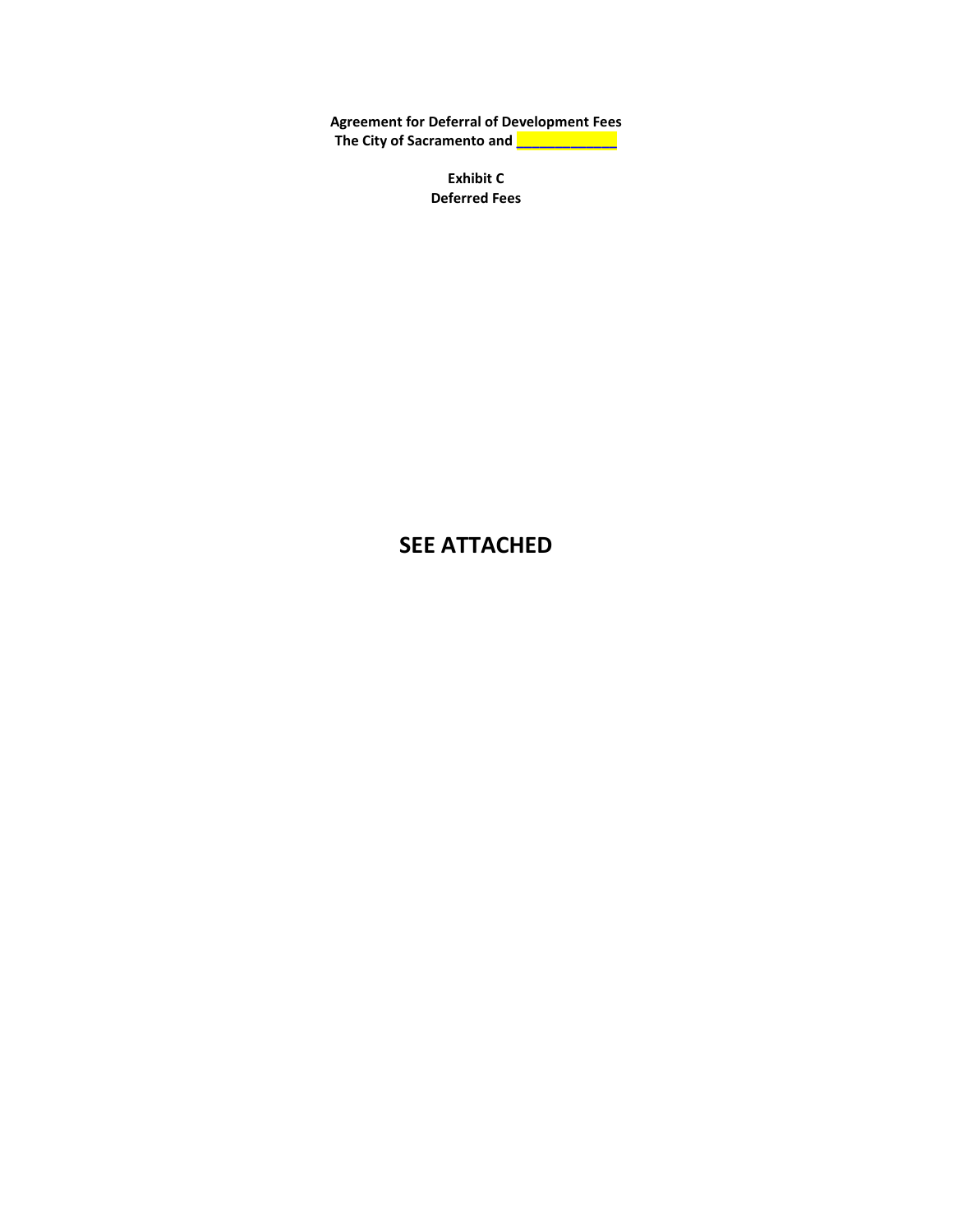**Agreement for Deferral of Development Fees**
**The City of Sacramento and _______________**

**Exhibit C**
**Deferred Fees**

## SEE ATTACHED